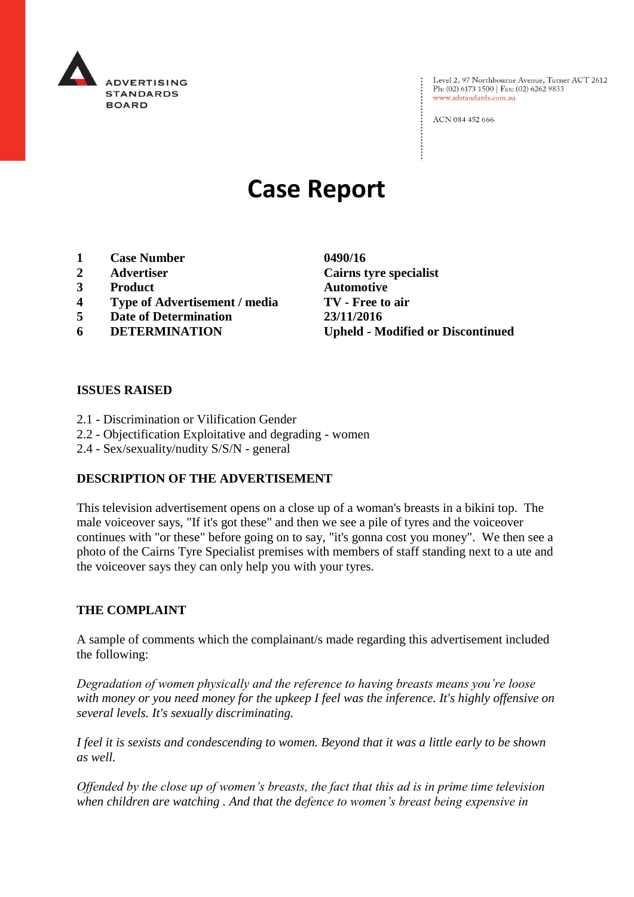ADVERTISING STANDARDS BOARD

Level 2, 97 Northbourne Avenue, Turner ACT 2612
Ph: (02) 6173 1500 | Fax: (02) 6262 9833
www.adstandards.com.au

ACN 084 452 666

# Case Report

| | | |
|---|---|---|
| **1** | **Case Number** | **0490/16** |
| **2** | **Advertiser** | **Cairns tyre specialist** |
| **3** | **Product** | **Automotive** |
| **4** | **Type of Advertisement / media** | **TV - Free to air** |
| **5** | **Date of Determination** | **23/11/2016** |
| **6** | **DETERMINATION** | **Upheld - Modified or Discontinued** |

**ISSUES RAISED**

2.1 - Discrimination or Vilification Gender
2.2 - Objectification Exploitative and degrading - women
2.4 - Sex/sexuality/nudity S/S/N - general

**DESCRIPTION OF THE ADVERTISEMENT**

This television advertisement opens on a close up of a woman's breasts in a bikini top. The male voiceover says, "If it's got these" and then we see a pile of tyres and the voiceover continues with "or these" before going on to say, "it's gonna cost you money". We then see a photo of the Cairns Tyre Specialist premises with members of staff standing next to a ute and the voiceover says they can only help you with your tyres.

**THE COMPLAINT**

A sample of comments which the complainant/s made regarding this advertisement included the following:

*Degradation of women physically and the reference to having breasts means you're loose with money or you need money for the upkeep I feel was the inference. It's highly offensive on several levels. It's sexually discriminating.*

*I feel it is sexists and condescending to women. Beyond that it was a little early to be shown as well.*

*Offended by the close up of women's breasts, the fact that this ad is in prime time television when children are watching . And that the defence to women's breast being expensive in*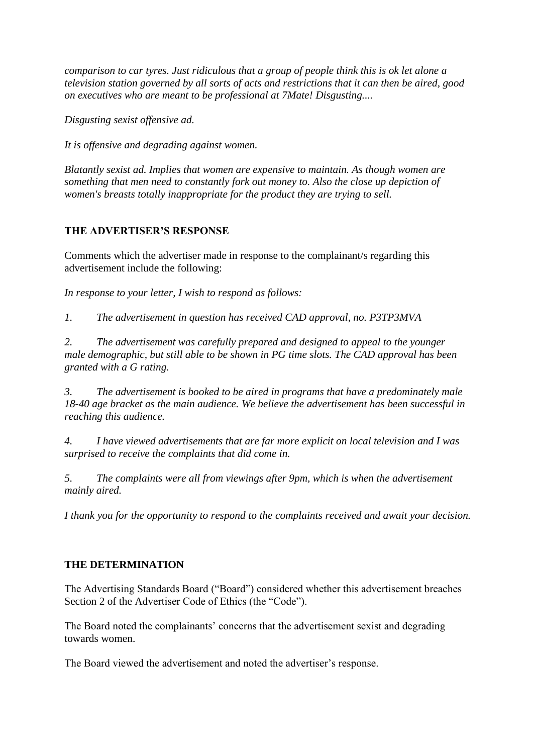*comparison to car tyres. Just ridiculous that a group of people think this is ok let alone a television station governed by all sorts of acts and restrictions that it can then be aired, good on executives who are meant to be professional at 7Mate! Disgusting....*

*Disgusting sexist offensive ad.*

*It is offensive and degrading against women.*

*Blatantly sexist ad. Implies that women are expensive to maintain. As though women are something that men need to constantly fork out money to. Also the close up depiction of women's breasts totally inappropriate for the product they are trying to sell.*

## THE ADVERTISER'S RESPONSE

Comments which the advertiser made in response to the complainant/s regarding this advertisement include the following:

*In response to your letter, I wish to respond as follows:*

*1. The advertisement in question has received CAD approval, no. P3TP3MVA*

*2. The advertisement was carefully prepared and designed to appeal to the younger male demographic, but still able to be shown in PG time slots. The CAD approval has been granted with a G rating.*

*3. The advertisement is booked to be aired in programs that have a predominately male 18-40 age bracket as the main audience. We believe the advertisement has been successful in reaching this audience.*

*4. I have viewed advertisements that are far more explicit on local television and I was surprised to receive the complaints that did come in.*

*5. The complaints were all from viewings after 9pm, which is when the advertisement mainly aired.*

*I thank you for the opportunity to respond to the complaints received and await your decision.*

## THE DETERMINATION

The Advertising Standards Board ("Board") considered whether this advertisement breaches Section 2 of the Advertiser Code of Ethics (the "Code").

The Board noted the complainants' concerns that the advertisement sexist and degrading towards women.

The Board viewed the advertisement and noted the advertiser's response.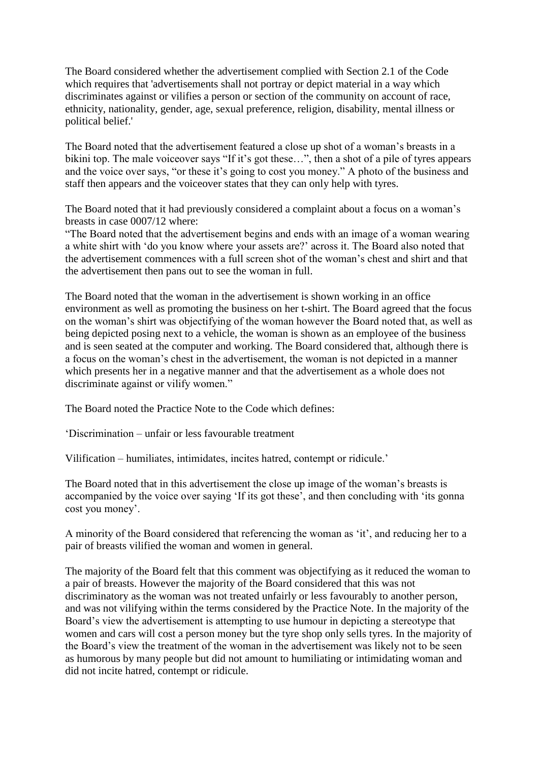The Board considered whether the advertisement complied with Section 2.1 of the Code which requires that 'advertisements shall not portray or depict material in a way which discriminates against or vilifies a person or section of the community on account of race, ethnicity, nationality, gender, age, sexual preference, religion, disability, mental illness or political belief.'

The Board noted that the advertisement featured a close up shot of a woman's breasts in a bikini top. The male voiceover says "If it's got these…", then a shot of a pile of tyres appears and the voice over says, "or these it's going to cost you money." A photo of the business and staff then appears and the voiceover states that they can only help with tyres.

The Board noted that it had previously considered a complaint about a focus on a woman's breasts in case 0007/12 where:
"The Board noted that the advertisement begins and ends with an image of a woman wearing a white shirt with 'do you know where your assets are?' across it. The Board also noted that the advertisement commences with a full screen shot of the woman's chest and shirt and that the advertisement then pans out to see the woman in full.

The Board noted that the woman in the advertisement is shown working in an office environment as well as promoting the business on her t-shirt. The Board agreed that the focus on the woman's shirt was objectifying of the woman however the Board noted that, as well as being depicted posing next to a vehicle, the woman is shown as an employee of the business and is seen seated at the computer and working. The Board considered that, although there is a focus on the woman's chest in the advertisement, the woman is not depicted in a manner which presents her in a negative manner and that the advertisement as a whole does not discriminate against or vilify women."

The Board noted the Practice Note to the Code which defines:

'Discrimination – unfair or less favourable treatment

Vilification – humiliates, intimidates, incites hatred, contempt or ridicule.'

The Board noted that in this advertisement the close up image of the woman's breasts is accompanied by the voice over saying 'If its got these', and then concluding with 'its gonna cost you money'.

A minority of the Board considered that referencing the woman as 'it', and reducing her to a pair of breasts vilified the woman and women in general.

The majority of the Board felt that this comment was objectifying as it reduced the woman to a pair of breasts. However the majority of the Board considered that this was not discriminatory as the woman was not treated unfairly or less favourably to another person, and was not vilifying within the terms considered by the Practice Note. In the majority of the Board's view the advertisement is attempting to use humour in depicting a stereotype that women and cars will cost a person money but the tyre shop only sells tyres. In the majority of the Board's view the treatment of the woman in the advertisement was likely not to be seen as humorous by many people but did not amount to humiliating or intimidating woman and did not incite hatred, contempt or ridicule.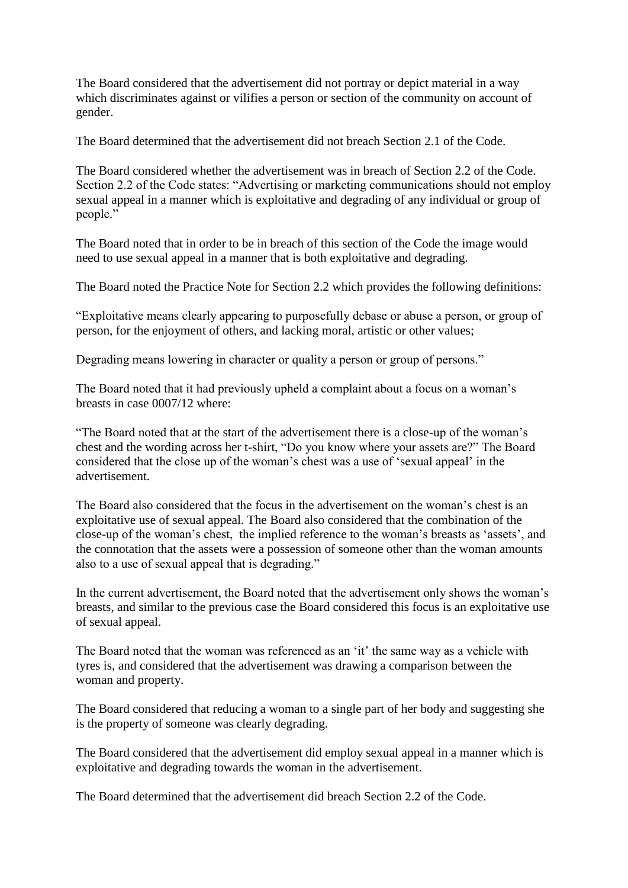The Board considered that the advertisement did not portray or depict material in a way which discriminates against or vilifies a person or section of the community on account of gender.

The Board determined that the advertisement did not breach Section 2.1 of the Code.

The Board considered whether the advertisement was in breach of Section 2.2 of the Code. Section 2.2 of the Code states: "Advertising or marketing communications should not employ sexual appeal in a manner which is exploitative and degrading of any individual or group of people."

The Board noted that in order to be in breach of this section of the Code the image would need to use sexual appeal in a manner that is both exploitative and degrading.

The Board noted the Practice Note for Section 2.2 which provides the following definitions:

"Exploitative means clearly appearing to purposefully debase or abuse a person, or group of person, for the enjoyment of others, and lacking moral, artistic or other values;

Degrading means lowering in character or quality a person or group of persons."

The Board noted that it had previously upheld a complaint about a focus on a woman's breasts in case 0007/12 where:

"The Board noted that at the start of the advertisement there is a close-up of the woman's chest and the wording across her t-shirt, "Do you know where your assets are?" The Board considered that the close up of the woman's chest was a use of 'sexual appeal' in the advertisement.

The Board also considered that the focus in the advertisement on the woman's chest is an exploitative use of sexual appeal. The Board also considered that the combination of the close-up of the woman's chest, the implied reference to the woman's breasts as 'assets', and the connotation that the assets were a possession of someone other than the woman amounts also to a use of sexual appeal that is degrading."

In the current advertisement, the Board noted that the advertisement only shows the woman's breasts, and similar to the previous case the Board considered this focus is an exploitative use of sexual appeal.

The Board noted that the woman was referenced as an 'it' the same way as a vehicle with tyres is, and considered that the advertisement was drawing a comparison between the woman and property.

The Board considered that reducing a woman to a single part of her body and suggesting she is the property of someone was clearly degrading.

The Board considered that the advertisement did employ sexual appeal in a manner which is exploitative and degrading towards the woman in the advertisement.

The Board determined that the advertisement did breach Section 2.2 of the Code.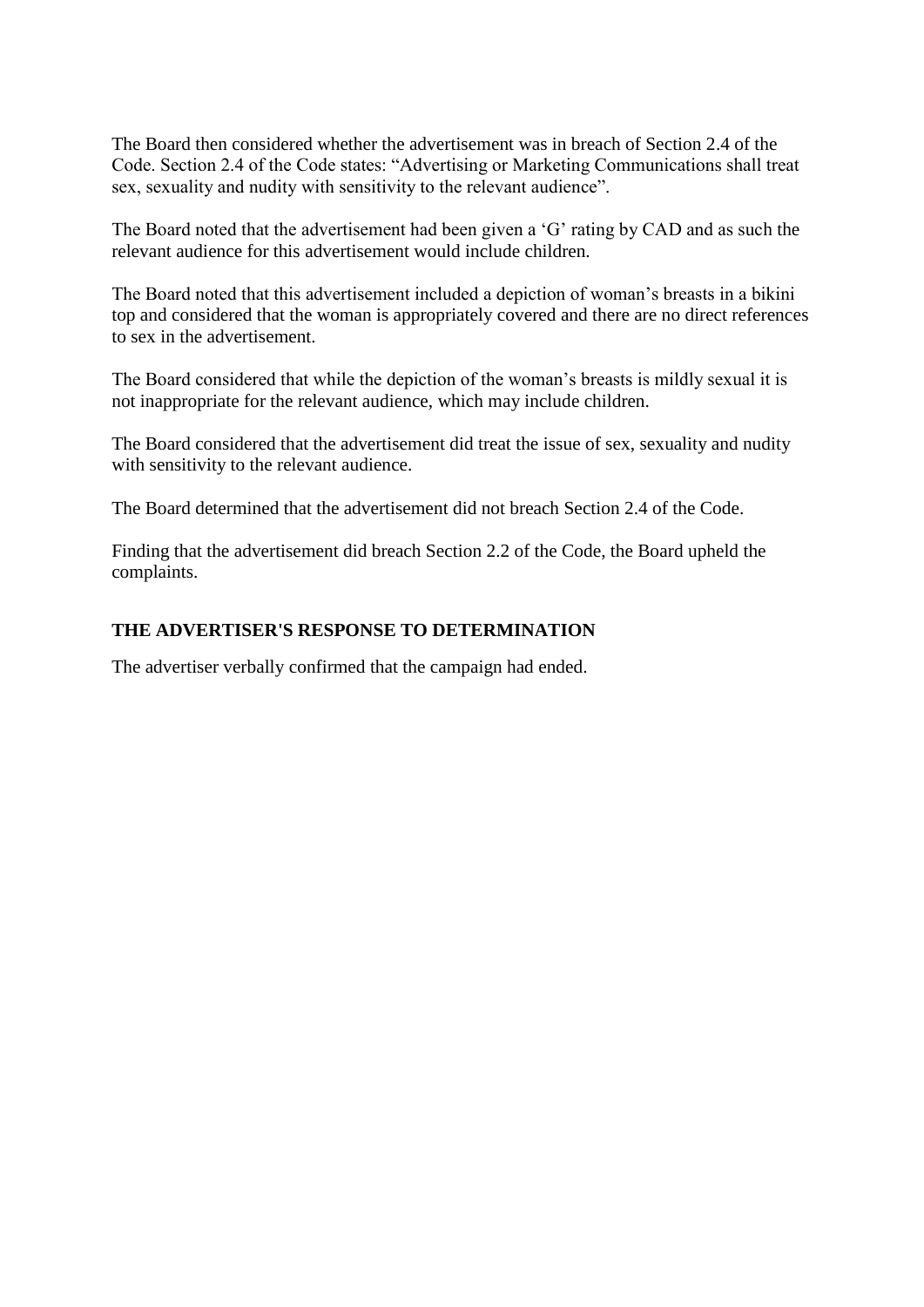The Board then considered whether the advertisement was in breach of Section 2.4 of the Code. Section 2.4 of the Code states: “Advertising or Marketing Communications shall treat sex, sexuality and nudity with sensitivity to the relevant audience”.

The Board noted that the advertisement had been given a ‘G’ rating by CAD and as such the relevant audience for this advertisement would include children.

The Board noted that this advertisement included a depiction of woman’s breasts in a bikini top and considered that the woman is appropriately covered and there are no direct references to sex in the advertisement.

The Board considered that while the depiction of the woman’s breasts is mildly sexual it is not inappropriate for the relevant audience, which may include children.

The Board considered that the advertisement did treat the issue of sex, sexuality and nudity with sensitivity to the relevant audience.

The Board determined that the advertisement did not breach Section 2.4 of the Code.

Finding that the advertisement did breach Section 2.2 of the Code, the Board upheld the complaints.

**THE ADVERTISER'S RESPONSE TO DETERMINATION**

The advertiser verbally confirmed that the campaign had ended.